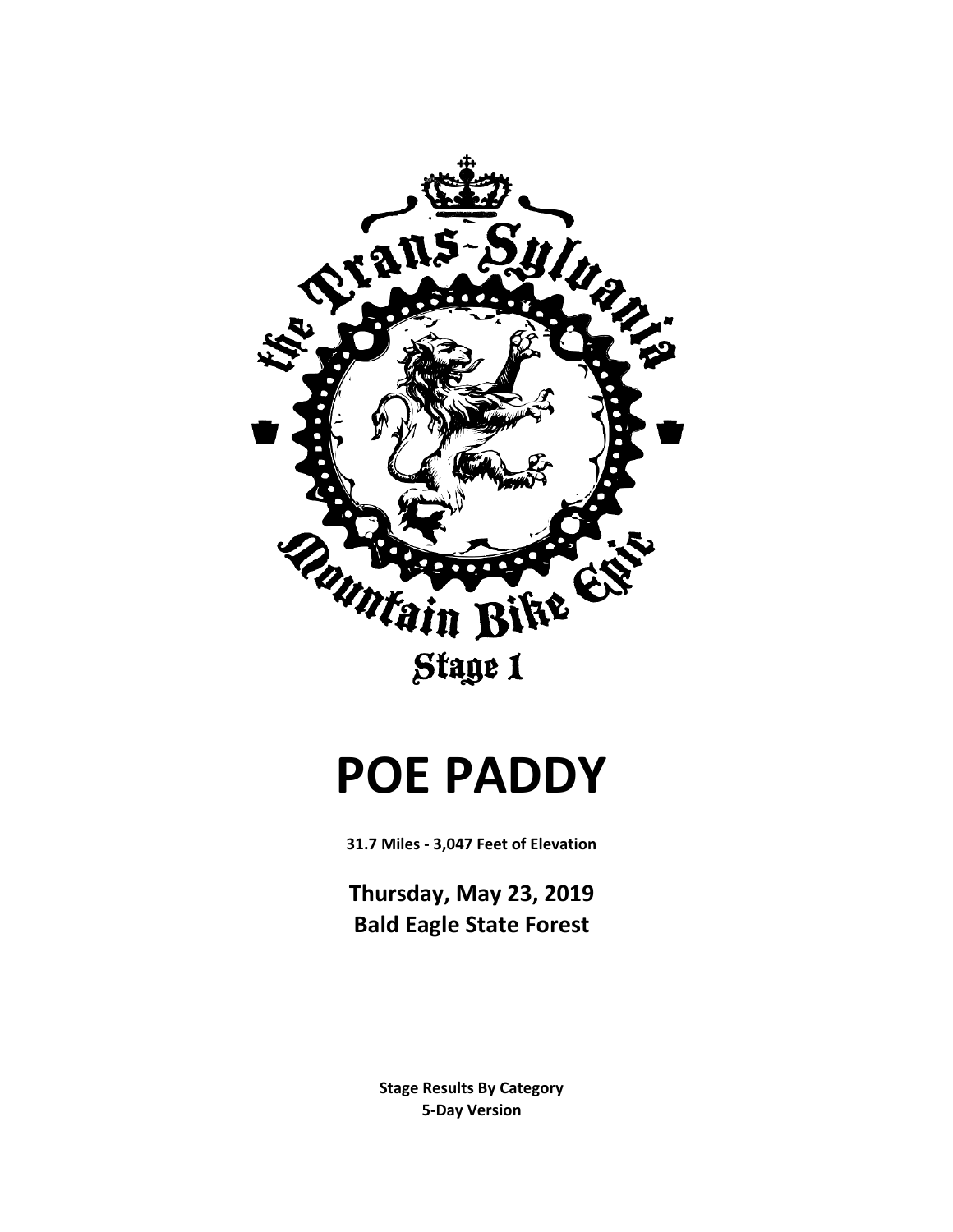the Trans-Sylvania Mountain Bike Epic

Stage 1

# POE PADDY

**31.7 Miles - 3,047 Feet of Elevation**

**Thursday, May 23, 2019**
**Bald Eagle State Forest**

**Stage Results By Category**
**5-Day Version**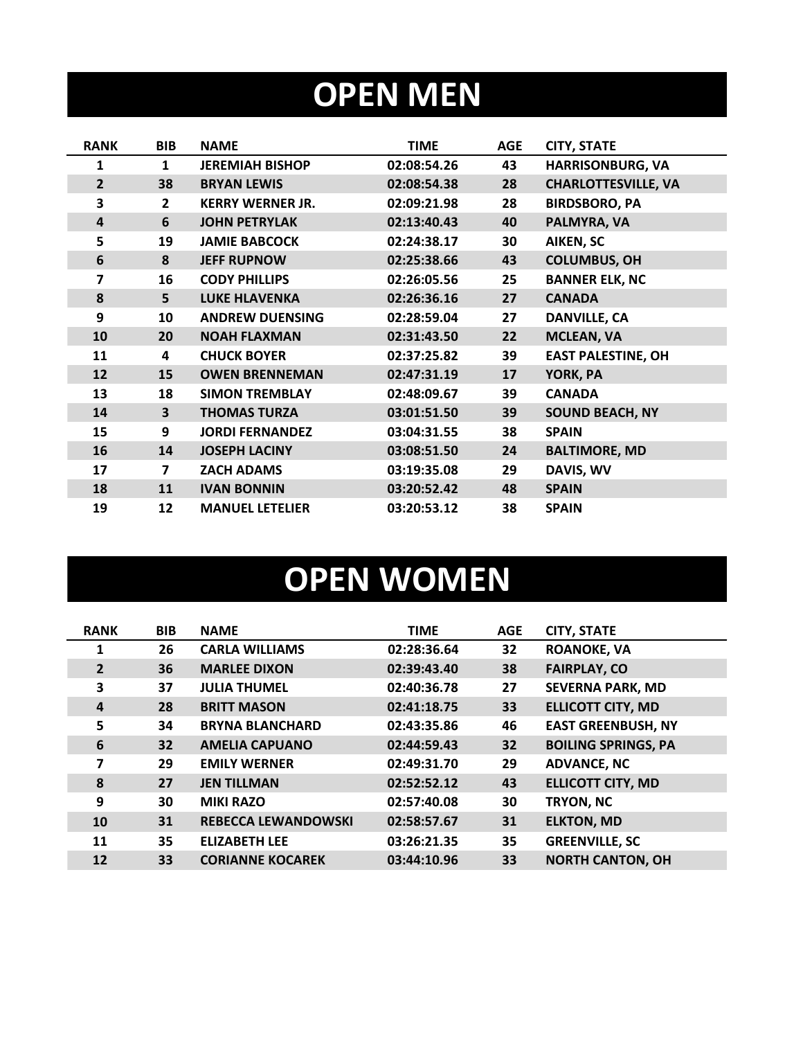# OPEN MEN

| RANK | BIB | NAME | TIME | AGE | CITY, STATE |
|---|---|---|---|---|---|
| 1 | 1 | JEREMIAH BISHOP | 02:08:54.26 | 43 | HARRISONBURG, VA |
| 2 | 38 | BRYAN LEWIS | 02:08:54.38 | 28 | CHARLOTTESVILLE, VA |
| 3 | 2 | KERRY WERNER JR. | 02:09:21.98 | 28 | BIRDSBORO, PA |
| 4 | 6 | JOHN PETRYLAK | 02:13:40.43 | 40 | PALMYRA, VA |
| 5 | 19 | JAMIE BABCOCK | 02:24:38.17 | 30 | AIKEN, SC |
| 6 | 8 | JEFF RUPNOW | 02:25:38.66 | 43 | COLUMBUS, OH |
| 7 | 16 | CODY PHILLIPS | 02:26:05.56 | 25 | BANNER ELK, NC |
| 8 | 5 | LUKE HLAVENKA | 02:26:36.16 | 27 | CANADA |
| 9 | 10 | ANDREW DUENSING | 02:28:59.04 | 27 | DANVILLE, CA |
| 10 | 20 | NOAH FLAXMAN | 02:31:43.50 | 22 | MCLEAN, VA |
| 11 | 4 | CHUCK BOYER | 02:37:25.82 | 39 | EAST PALESTINE, OH |
| 12 | 15 | OWEN BRENNEMAN | 02:47:31.19 | 17 | YORK, PA |
| 13 | 18 | SIMON TREMBLAY | 02:48:09.67 | 39 | CANADA |
| 14 | 3 | THOMAS TURZA | 03:01:51.50 | 39 | SOUND BEACH, NY |
| 15 | 9 | JORDI FERNANDEZ | 03:04:31.55 | 38 | SPAIN |
| 16 | 14 | JOSEPH LACINY | 03:08:51.50 | 24 | BALTIMORE, MD |
| 17 | 7 | ZACH ADAMS | 03:19:35.08 | 29 | DAVIS, WV |
| 18 | 11 | IVAN BONNIN | 03:20:52.42 | 48 | SPAIN |
| 19 | 12 | MANUEL LETELIER | 03:20:53.12 | 38 | SPAIN |

# OPEN WOMEN

| RANK | BIB | NAME | TIME | AGE | CITY, STATE |
|---|---|---|---|---|---|
| 1 | 26 | CARLA WILLIAMS | 02:28:36.64 | 32 | ROANOKE, VA |
| 2 | 36 | MARLEE DIXON | 02:39:43.40 | 38 | FAIRPLAY, CO |
| 3 | 37 | JULIA THUMEL | 02:40:36.78 | 27 | SEVERNA PARK, MD |
| 4 | 28 | BRITT MASON | 02:41:18.75 | 33 | ELLICOTT CITY, MD |
| 5 | 34 | BRYNA BLANCHARD | 02:43:35.86 | 46 | EAST GREENBUSH, NY |
| 6 | 32 | AMELIA CAPUANO | 02:44:59.43 | 32 | BOILING SPRINGS, PA |
| 7 | 29 | EMILY WERNER | 02:49:31.70 | 29 | ADVANCE, NC |
| 8 | 27 | JEN TILLMAN | 02:52:52.12 | 43 | ELLICOTT CITY, MD |
| 9 | 30 | MIKI RAZO | 02:57:40.08 | 30 | TRYON, NC |
| 10 | 31 | REBECCA LEWANDOWSKI | 02:58:57.67 | 31 | ELKTON, MD |
| 11 | 35 | ELIZABETH LEE | 03:26:21.35 | 35 | GREENVILLE, SC |
| 12 | 33 | CORIANNE KOCAREK | 03:44:10.96 | 33 | NORTH CANTON, OH |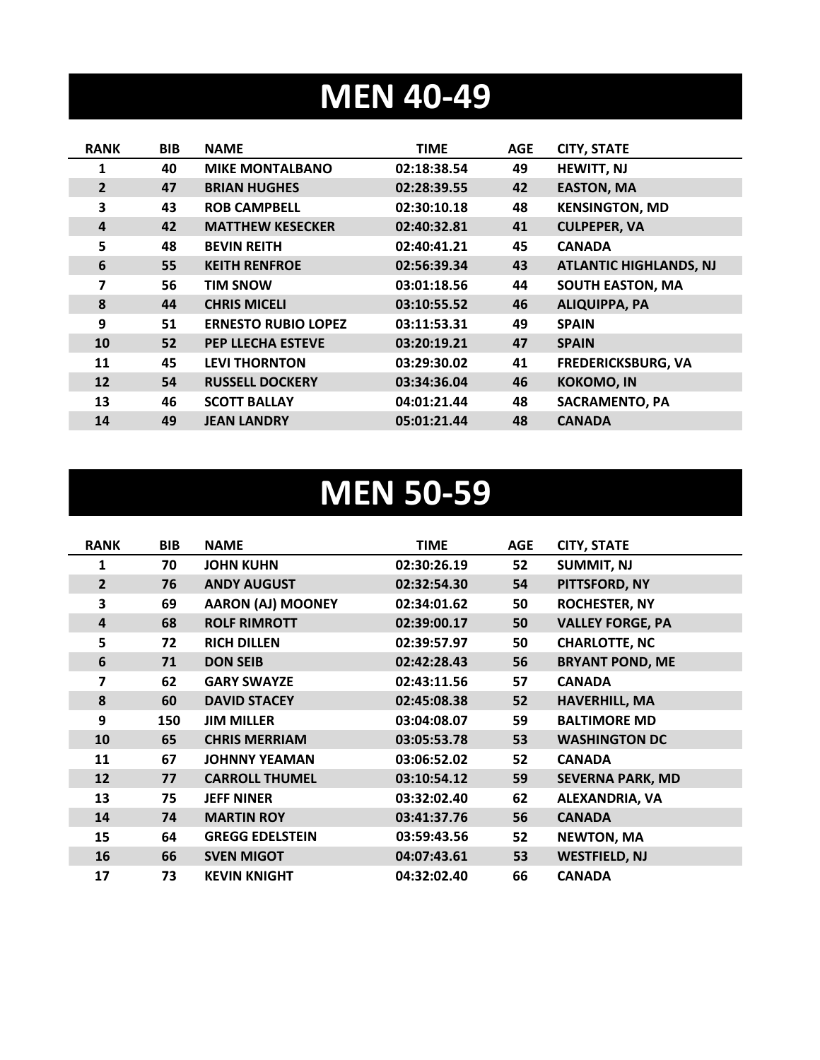# MEN 40-49

| RANK | BIB | NAME | TIME | AGE | CITY, STATE |
|---|---|---|---|---|---|
| 1 | 40 | MIKE MONTALBANO | 02:18:38.54 | 49 | HEWITT, NJ |
| 2 | 47 | BRIAN HUGHES | 02:28:39.55 | 42 | EASTON, MA |
| 3 | 43 | ROB CAMPBELL | 02:30:10.18 | 48 | KENSINGTON, MD |
| 4 | 42 | MATTHEW KESECKER | 02:40:32.81 | 41 | CULPEPER, VA |
| 5 | 48 | BEVIN REITH | 02:40:41.21 | 45 | CANADA |
| 6 | 55 | KEITH RENFROE | 02:56:39.34 | 43 | ATLANTIC HIGHLANDS, NJ |
| 7 | 56 | TIM SNOW | 03:01:18.56 | 44 | SOUTH EASTON, MA |
| 8 | 44 | CHRIS MICELI | 03:10:55.52 | 46 | ALIQUIPPA, PA |
| 9 | 51 | ERNESTO RUBIO LOPEZ | 03:11:53.31 | 49 | SPAIN |
| 10 | 52 | PEP LLECHA ESTEVE | 03:20:19.21 | 47 | SPAIN |
| 11 | 45 | LEVI THORNTON | 03:29:30.02 | 41 | FREDERICKSBURG, VA |
| 12 | 54 | RUSSELL DOCKERY | 03:34:36.04 | 46 | KOKOMO, IN |
| 13 | 46 | SCOTT BALLAY | 04:01:21.44 | 48 | SACRAMENTO, PA |
| 14 | 49 | JEAN LANDRY | 05:01:21.44 | 48 | CANADA |

# MEN 50-59

| RANK | BIB | NAME | TIME | AGE | CITY, STATE |
|---|---|---|---|---|---|
| 1 | 70 | JOHN KUHN | 02:30:26.19 | 52 | SUMMIT, NJ |
| 2 | 76 | ANDY AUGUST | 02:32:54.30 | 54 | PITTSFORD, NY |
| 3 | 69 | AARON (AJ) MOONEY | 02:34:01.62 | 50 | ROCHESTER, NY |
| 4 | 68 | ROLF RIMROTT | 02:39:00.17 | 50 | VALLEY FORGE, PA |
| 5 | 72 | RICH DILLEN | 02:39:57.97 | 50 | CHARLOTTE, NC |
| 6 | 71 | DON SEIB | 02:42:28.43 | 56 | BRYANT POND, ME |
| 7 | 62 | GARY SWAYZE | 02:43:11.56 | 57 | CANADA |
| 8 | 60 | DAVID STACEY | 02:45:08.38 | 52 | HAVERHILL, MA |
| 9 | 150 | JIM MILLER | 03:04:08.07 | 59 | BALTIMORE MD |
| 10 | 65 | CHRIS MERRIAM | 03:05:53.78 | 53 | WASHINGTON DC |
| 11 | 67 | JOHNNY YEAMAN | 03:06:52.02 | 52 | CANADA |
| 12 | 77 | CARROLL THUMEL | 03:10:54.12 | 59 | SEVERNA PARK, MD |
| 13 | 75 | JEFF NINER | 03:32:02.40 | 62 | ALEXANDRIA, VA |
| 14 | 74 | MARTIN ROY | 03:41:37.76 | 56 | CANADA |
| 15 | 64 | GREGG EDELSTEIN | 03:59:43.56 | 52 | NEWTON, MA |
| 16 | 66 | SVEN MIGOT | 04:07:43.61 | 53 | WESTFIELD, NJ |
| 17 | 73 | KEVIN KNIGHT | 04:32:02.40 | 66 | CANADA |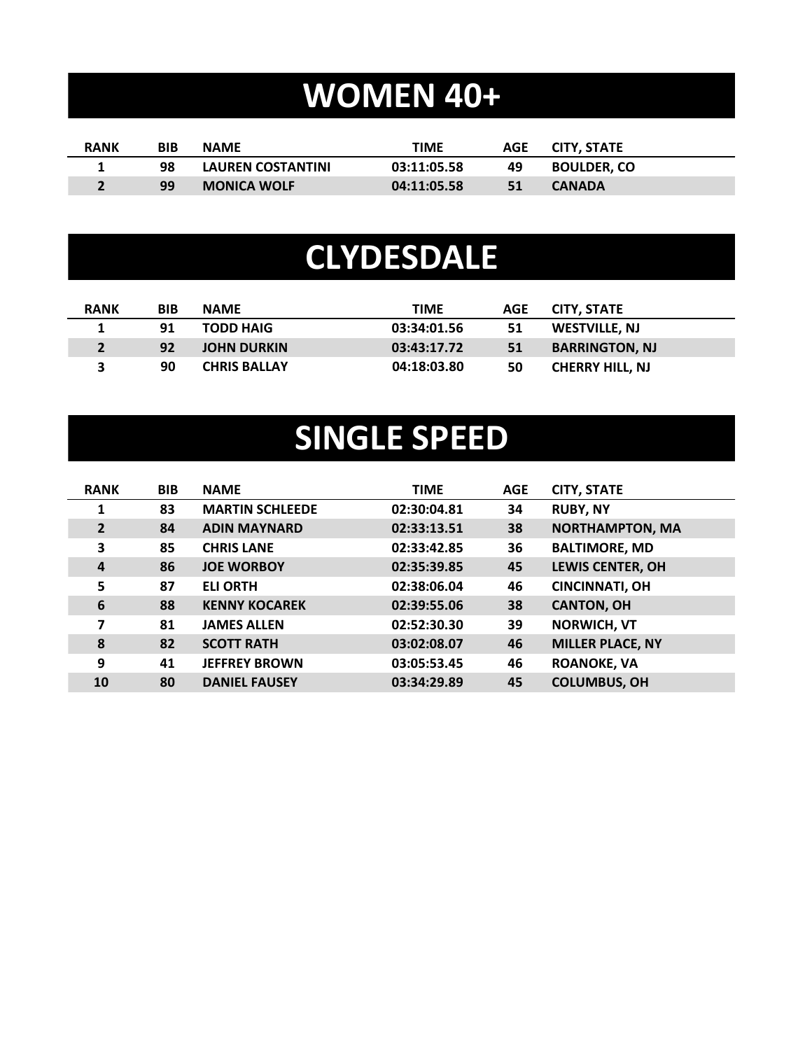# WOMEN 40+

| RANK | BIB | NAME | TIME | AGE | CITY, STATE |
|---|---|---|---|---|---|
| 1 | 98 | LAUREN COSTANTINI | 03:11:05.58 | 49 | BOULDER, CO |
| 2 | 99 | MONICA WOLF | 04:11:05.58 | 51 | CANADA |

# CLYDESDALE

| RANK | BIB | NAME | TIME | AGE | CITY, STATE |
|---|---|---|---|---|---|
| 1 | 91 | TODD HAIG | 03:34:01.56 | 51 | WESTVILLE, NJ |
| 2 | 92 | JOHN DURKIN | 03:43:17.72 | 51 | BARRINGTON, NJ |
| 3 | 90 | CHRIS BALLAY | 04:18:03.80 | 50 | CHERRY HILL, NJ |

# SINGLE SPEED

| RANK | BIB | NAME | TIME | AGE | CITY, STATE |
|---|---|---|---|---|---|
| 1 | 83 | MARTIN SCHLEEDE | 02:30:04.81 | 34 | RUBY, NY |
| 2 | 84 | ADIN MAYNARD | 02:33:13.51 | 38 | NORTHAMPTON, MA |
| 3 | 85 | CHRIS LANE | 02:33:42.85 | 36 | BALTIMORE, MD |
| 4 | 86 | JOE WORBOY | 02:35:39.85 | 45 | LEWIS CENTER, OH |
| 5 | 87 | ELI ORTH | 02:38:06.04 | 46 | CINCINNATI, OH |
| 6 | 88 | KENNY KOCAREK | 02:39:55.06 | 38 | CANTON, OH |
| 7 | 81 | JAMES ALLEN | 02:52:30.30 | 39 | NORWICH, VT |
| 8 | 82 | SCOTT RATH | 03:02:08.07 | 46 | MILLER PLACE, NY |
| 9 | 41 | JEFFREY BROWN | 03:05:53.45 | 46 | ROANOKE, VA |
| 10 | 80 | DANIEL FAUSEY | 03:34:29.89 | 45 | COLUMBUS, OH |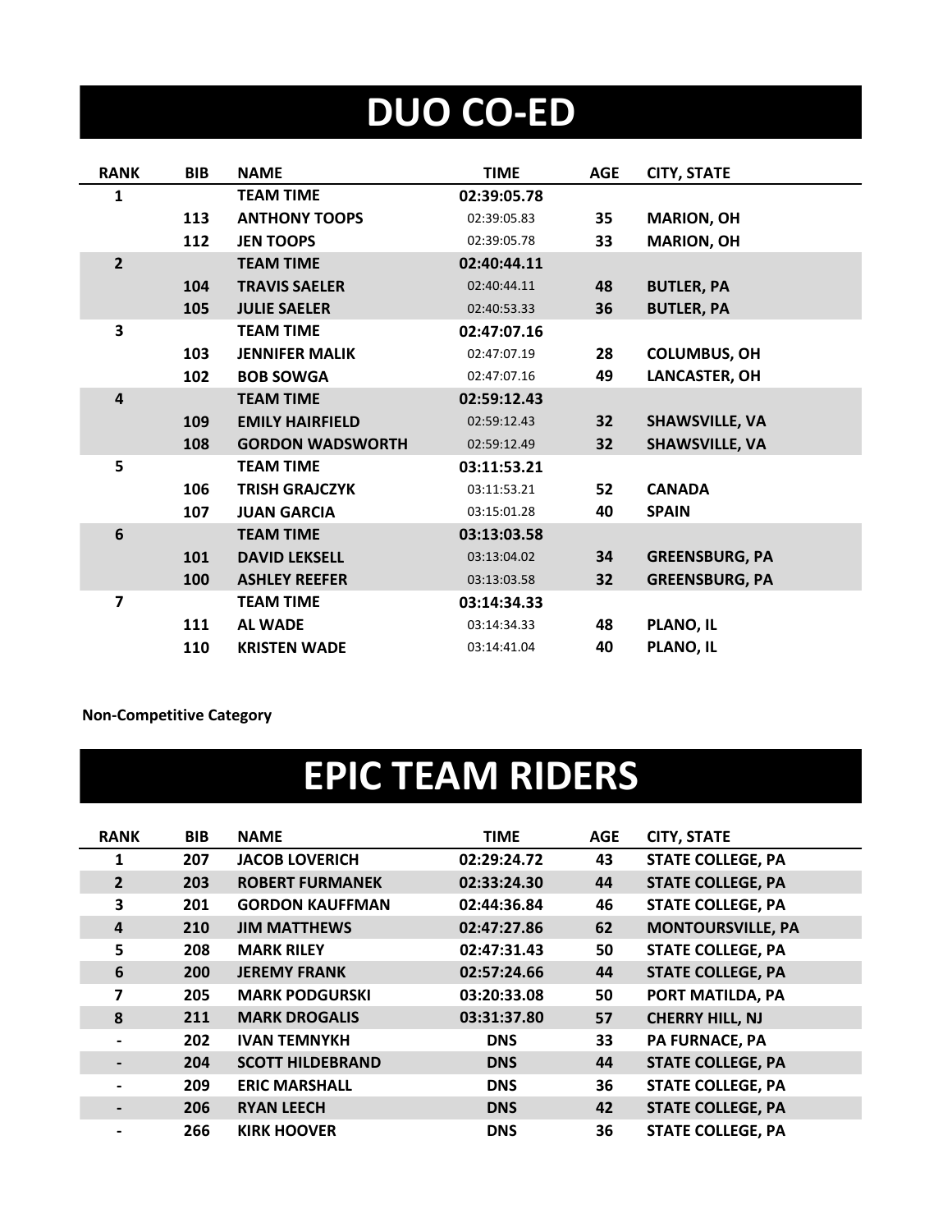# DUO CO-ED

| RANK | BIB | NAME | TIME | AGE | CITY, STATE |
| --- | --- | --- | --- | --- | --- |
| 1 | | TEAM TIME | 02:39:05.78 | | |
| | 113 | ANTHONY TOOPS | 02:39:05.83 | 35 | MARION, OH |
| | 112 | JEN TOOPS | 02:39:05.78 | 33 | MARION, OH |
| 2 | | TEAM TIME | 02:40:44.11 | | |
| | 104 | TRAVIS SAELER | 02:40:44.11 | 48 | BUTLER, PA |
| | 105 | JULIE SAELER | 02:40:53.33 | 36 | BUTLER, PA |
| 3 | | TEAM TIME | 02:47:07.16 | | |
| | 103 | JENNIFER MALIK | 02:47:07.19 | 28 | COLUMBUS, OH |
| | 102 | BOB SOWGA | 02:47:07.16 | 49 | LANCASTER, OH |
| 4 | | TEAM TIME | 02:59:12.43 | | |
| | 109 | EMILY HAIRFIELD | 02:59:12.43 | 32 | SHAWSVILLE, VA |
| | 108 | GORDON WADSWORTH | 02:59:12.49 | 32 | SHAWSVILLE, VA |
| 5 | | TEAM TIME | 03:11:53.21 | | |
| | 106 | TRISH GRAJCZYK | 03:11:53.21 | 52 | CANADA |
| | 107 | JUAN GARCIA | 03:15:01.28 | 40 | SPAIN |
| 6 | | TEAM TIME | 03:13:03.58 | | |
| | 101 | DAVID LEKSELL | 03:13:04.02 | 34 | GREENSBURG, PA |
| | 100 | ASHLEY REEFER | 03:13:03.58 | 32 | GREENSBURG, PA |
| 7 | | TEAM TIME | 03:14:34.33 | | |
| | 111 | AL WADE | 03:14:34.33 | 48 | PLANO, IL |
| | 110 | KRISTEN WADE | 03:14:41.04 | 40 | PLANO, IL |

**Non-Competitive Category**

# EPIC TEAM RIDERS

| RANK | BIB | NAME | TIME | AGE | CITY, STATE |
| --- | --- | --- | --- | --- | --- |
| 1 | 207 | JACOB LOVERICH | 02:29:24.72 | 43 | STATE COLLEGE, PA |
| 2 | 203 | ROBERT FURMANEK | 02:33:24.30 | 44 | STATE COLLEGE, PA |
| 3 | 201 | GORDON KAUFFMAN | 02:44:36.84 | 46 | STATE COLLEGE, PA |
| 4 | 210 | JIM MATTHEWS | 02:47:27.86 | 62 | MONTOURSVILLE, PA |
| 5 | 208 | MARK RILEY | 02:47:31.43 | 50 | STATE COLLEGE, PA |
| 6 | 200 | JEREMY FRANK | 02:57:24.66 | 44 | STATE COLLEGE, PA |
| 7 | 205 | MARK PODGURSKI | 03:20:33.08 | 50 | PORT MATILDA, PA |
| 8 | 211 | MARK DROGALIS | 03:31:37.80 | 57 | CHERRY HILL, NJ |
| - | 202 | IVAN TEMNYKH | DNS | 33 | PA FURNACE, PA |
| - | 204 | SCOTT HILDEBRAND | DNS | 44 | STATE COLLEGE, PA |
| - | 209 | ERIC MARSHALL | DNS | 36 | STATE COLLEGE, PA |
| - | 206 | RYAN LEECH | DNS | 42 | STATE COLLEGE, PA |
| - | 266 | KIRK HOOVER | DNS | 36 | STATE COLLEGE, PA |